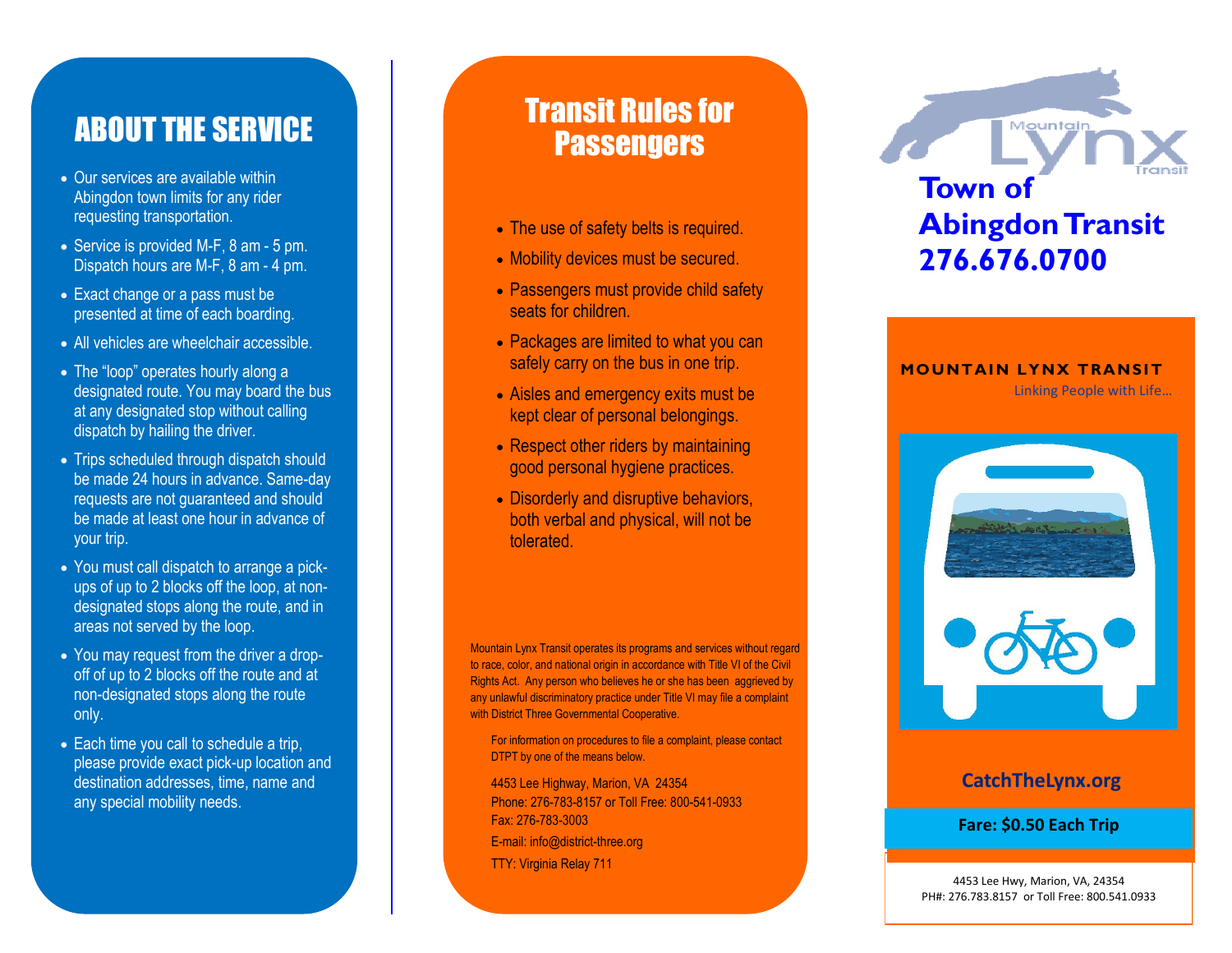## ABOUT THE SERVICE

- Our services are available within Abingdon town limits for any rider requesting transportation.
- Service is provided M-F, 8 am - 5 pm. Dispatch hours are M-F, 8 am - 4 pm.
- Exact change or a pass must be presented at time of each boarding.
- All vehicles are wheelchair accessible.
- The “loop” operates hourly along a designated route. You may board the bus at any designated stop without calling dispatch by hailing the driver.
- Trips scheduled through dispatch should be made 24 hours in advance. Same-day requests are not guaranteed and should be made at least one hour in advance of your trip.
- You must call dispatch to arrange a pick-ups of up to 2 blocks off the loop, at non-designated stops along the route, and in areas not served by the loop.
- You may request from the driver a drop-off of up to 2 blocks off the route and at non-designated stops along the route only.
- Each time you call to schedule a trip, please provide exact pick-up location and destination addresses, time, name and any special mobility needs.

## Transit Rules for Passengers

- The use of safety belts is required.
- Mobility devices must be secured.
- Passengers must provide child safety seats for children.
- Packages are limited to what you can safely carry on the bus in one trip.
- Aisles and emergency exits must be kept clear of personal belongings.
- Respect other riders by maintaining good personal hygiene practices.
- Disorderly and disruptive behaviors, both verbal and physical, will not be tolerated.

Mountain Lynx Transit operates its programs and services without regard to race, color, and national origin in accordance with Title VI of the Civil Rights Act. Any person who believes he or she has been aggrieved by any unlawful discriminatory practice under Title VI may file a complaint with District Three Governmental Cooperative.

For information on procedures to file a complaint, please contact DTPT by one of the means below.

4453 Lee Highway, Marion, VA 24354
Phone: 276-783-8157 or Toll Free: 800-541-0933
Fax: 276-783-3003
E-mail: info@district-three.org
TTY: Virginia Relay 711

Mountain Lynx Transit

# Town of Abingdon Transit 276.676.0700

**MOUNTAIN LYNX TRANSIT**

Linking People with Life…

**CatchTheLynx.org**

**Fare: $0.50 Each Trip**

4453 Lee Hwy, Marion, VA, 24354
PH#: 276.783.8157 or Toll Free: 800.541.0933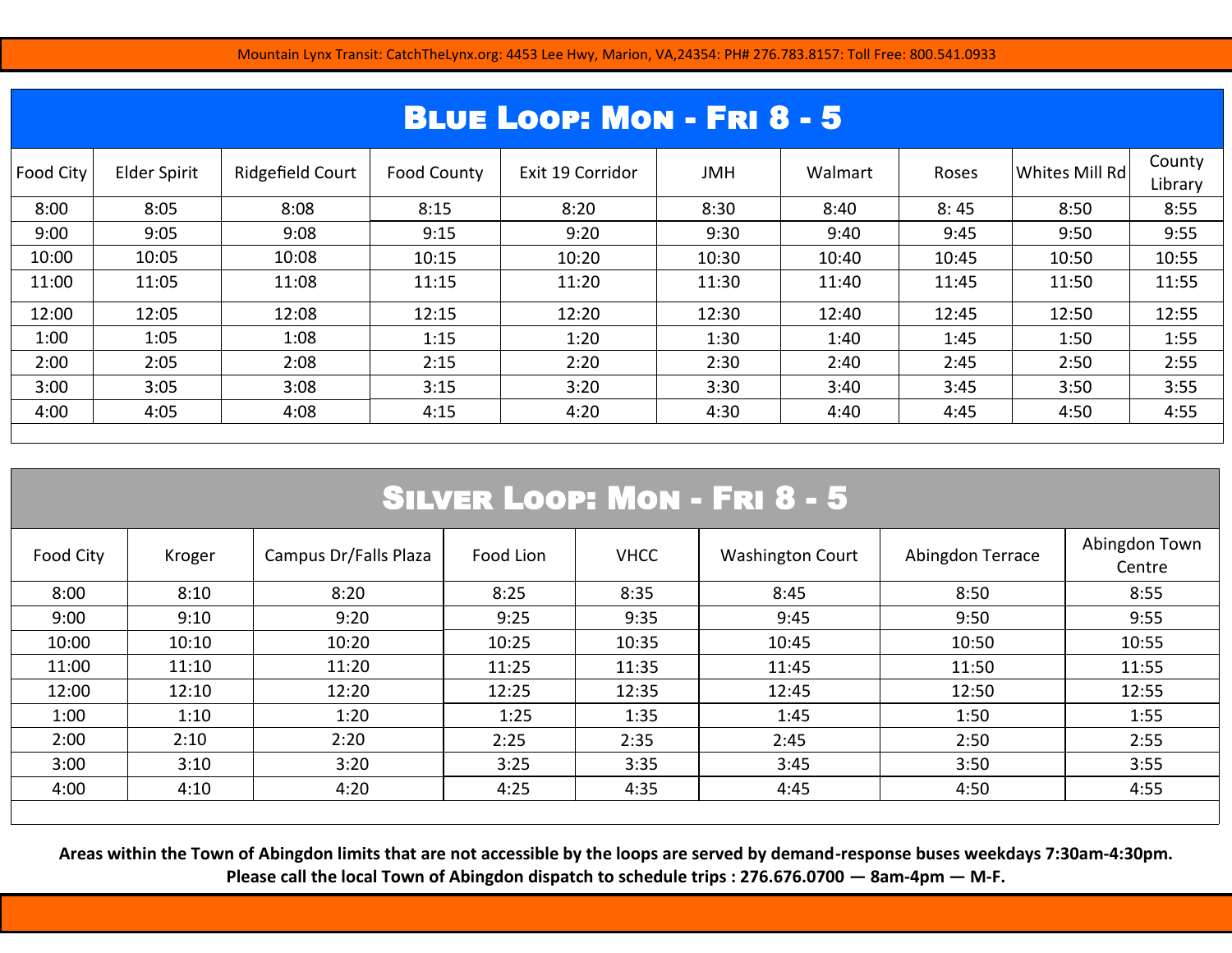Mountain Lynx Transit: CatchTheLynx.org: 4453 Lee Hwy, Marion, VA,24354: PH# 276.783.8157: Toll Free: 800.541.0933

# Blue Loop: Mon - Fri 8 - 5

| Food City | Elder Spirit | Ridgefield Court | Food County | Exit 19 Corridor | JMH | Walmart | Roses | Whites Mill Rd | County Library |
|---|---|---|---|---|---|---|---|---|---|
| 8:00 | 8:05 | 8:08 | 8:15 | 8:20 | 8:30 | 8:40 | 8: 45 | 8:50 | 8:55 |
| 9:00 | 9:05 | 9:08 | 9:15 | 9:20 | 9:30 | 9:40 | 9:45 | 9:50 | 9:55 |
| 10:00 | 10:05 | 10:08 | 10:15 | 10:20 | 10:30 | 10:40 | 10:45 | 10:50 | 10:55 |
| 11:00 | 11:05 | 11:08 | 11:15 | 11:20 | 11:30 | 11:40 | 11:45 | 11:50 | 11:55 |
| 12:00 | 12:05 | 12:08 | 12:15 | 12:20 | 12:30 | 12:40 | 12:45 | 12:50 | 12:55 |
| 1:00 | 1:05 | 1:08 | 1:15 | 1:20 | 1:30 | 1:40 | 1:45 | 1:50 | 1:55 |
| 2:00 | 2:05 | 2:08 | 2:15 | 2:20 | 2:30 | 2:40 | 2:45 | 2:50 | 2:55 |
| 3:00 | 3:05 | 3:08 | 3:15 | 3:20 | 3:30 | 3:40 | 3:45 | 3:50 | 3:55 |
| 4:00 | 4:05 | 4:08 | 4:15 | 4:20 | 4:30 | 4:40 | 4:45 | 4:50 | 4:55 |

# Silver Loop: Mon - Fri 8 - 5

| Food City | Kroger | Campus Dr/Falls Plaza | Food Lion | VHCC | Washington Court | Abingdon Terrace | Abingdon Town Centre |
|---|---|---|---|---|---|---|---|
| 8:00 | 8:10 | 8:20 | 8:25 | 8:35 | 8:45 | 8:50 | 8:55 |
| 9:00 | 9:10 | 9:20 | 9:25 | 9:35 | 9:45 | 9:50 | 9:55 |
| 10:00 | 10:10 | 10:20 | 10:25 | 10:35 | 10:45 | 10:50 | 10:55 |
| 11:00 | 11:10 | 11:20 | 11:25 | 11:35 | 11:45 | 11:50 | 11:55 |
| 12:00 | 12:10 | 12:20 | 12:25 | 12:35 | 12:45 | 12:50 | 12:55 |
| 1:00 | 1:10 | 1:20 | 1:25 | 1:35 | 1:45 | 1:50 | 1:55 |
| 2:00 | 2:10 | 2:20 | 2:25 | 2:35 | 2:45 | 2:50 | 2:55 |
| 3:00 | 3:10 | 3:20 | 3:25 | 3:35 | 3:45 | 3:50 | 3:55 |
| 4:00 | 4:10 | 4:20 | 4:25 | 4:35 | 4:45 | 4:50 | 4:55 |

**Areas within the Town of Abingdon limits that are not accessible by the loops are served by demand-response buses weekdays 7:30am-4:30pm. Please call the local Town of Abingdon dispatch to schedule trips : 276.676.0700 — 8am-4pm — M-F.**